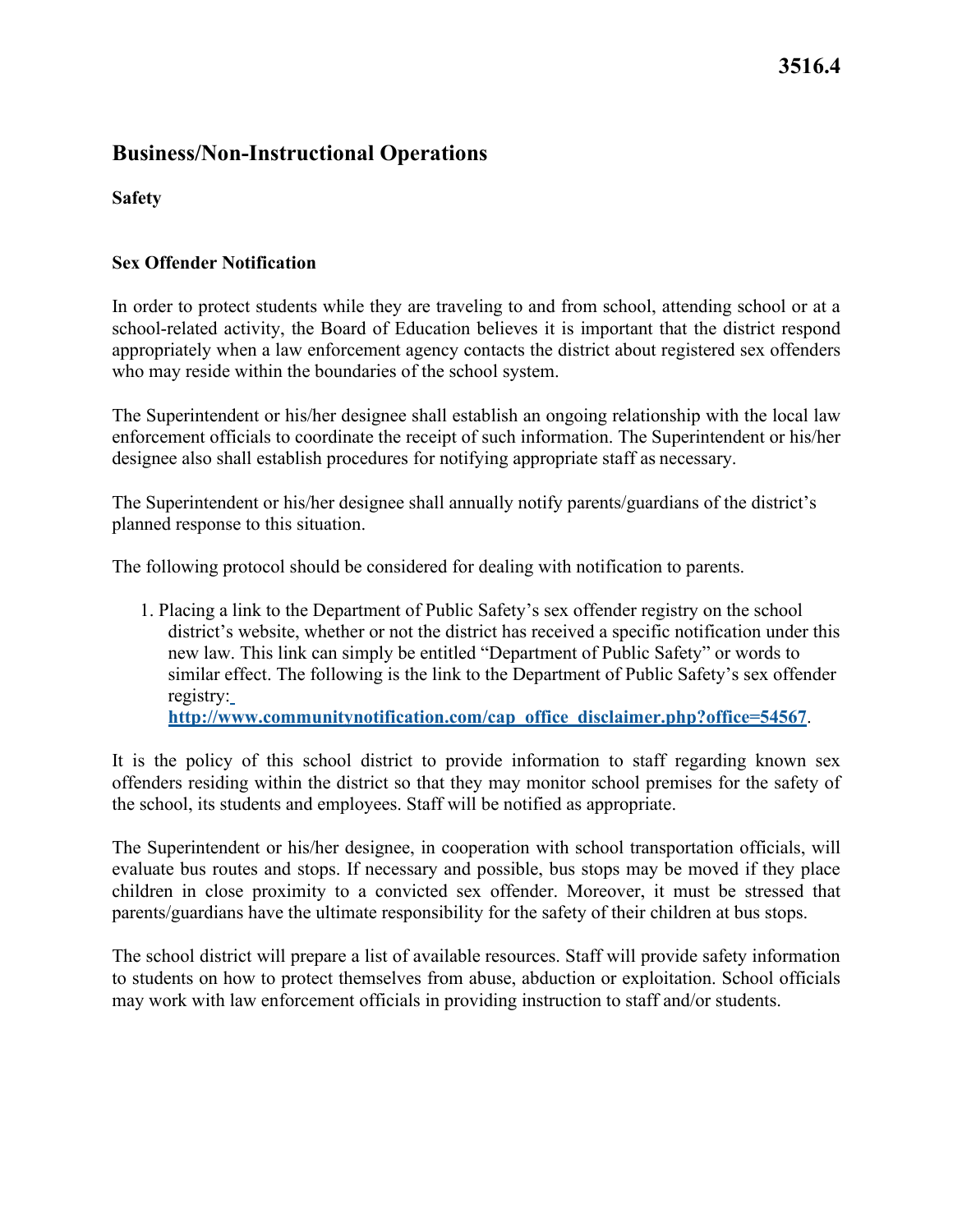# 3516.4

## Business/Non-Instructional Operations

### Safety

### Sex Offender Notification

In order to protect students while they are traveling to and from school, attending school or at a school-related activity, the Board of Education believes it is important that the district respond appropriately when a law enforcement agency contacts the district about registered sex offenders who may reside within the boundaries of the school system.

The Superintendent or his/her designee shall establish an ongoing relationship with the local law enforcement officials to coordinate the receipt of such information. The Superintendent or his/her designee also shall establish procedures for notifying appropriate staff as necessary.

The Superintendent or his/her designee shall annually notify parents/guardians of the district's planned response to this situation.

The following protocol should be considered for dealing with notification to parents.

1. Placing a link to the Department of Public Safety's sex offender registry on the school district's website, whether or not the district has received a specific notification under this new law. This link can simply be entitled "Department of Public Safety" or words to similar effect. The following is the link to the Department of Public Safety's sex offender registry: **http://www.communitynotification.com/cap_office_disclaimer.php?office=54567**.

It is the policy of this school district to provide information to staff regarding known sex offenders residing within the district so that they may monitor school premises for the safety of the school, its students and employees. Staff will be notified as appropriate.

The Superintendent or his/her designee, in cooperation with school transportation officials, will evaluate bus routes and stops. If necessary and possible, bus stops may be moved if they place children in close proximity to a convicted sex offender. Moreover, it must be stressed that parents/guardians have the ultimate responsibility for the safety of their children at bus stops.

The school district will prepare a list of available resources. Staff will provide safety information to students on how to protect themselves from abuse, abduction or exploitation. School officials may work with law enforcement officials in providing instruction to staff and/or students.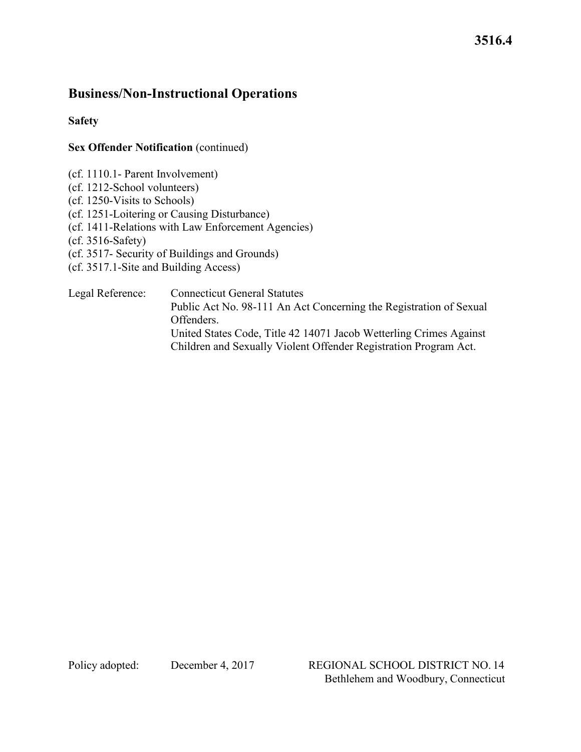# Business/Non-Instructional Operations

**Safety**

**Sex Offender Notification** (continued)

(cf. 1110.1- Parent Involvement)
(cf. 1212-School volunteers)
(cf. 1250-Visits to Schools)
(cf. 1251-Loitering or Causing Disturbance)
(cf. 1411-Relations with Law Enforcement Agencies)
(cf. 3516-Safety)
(cf. 3517- Security of Buildings and Grounds)
(cf. 3517.1-Site and Building Access)

Legal Reference: Connecticut General Statutes
Public Act No. 98-111 An Act Concerning the Registration of Sexual Offenders.
United States Code, Title 42 14071 Jacob Wetterling Crimes Against Children and Sexually Violent Offender Registration Program Act.

Policy adopted: December 4, 2017

REGIONAL SCHOOL DISTRICT NO. 14
Bethlehem and Woodbury, Connecticut